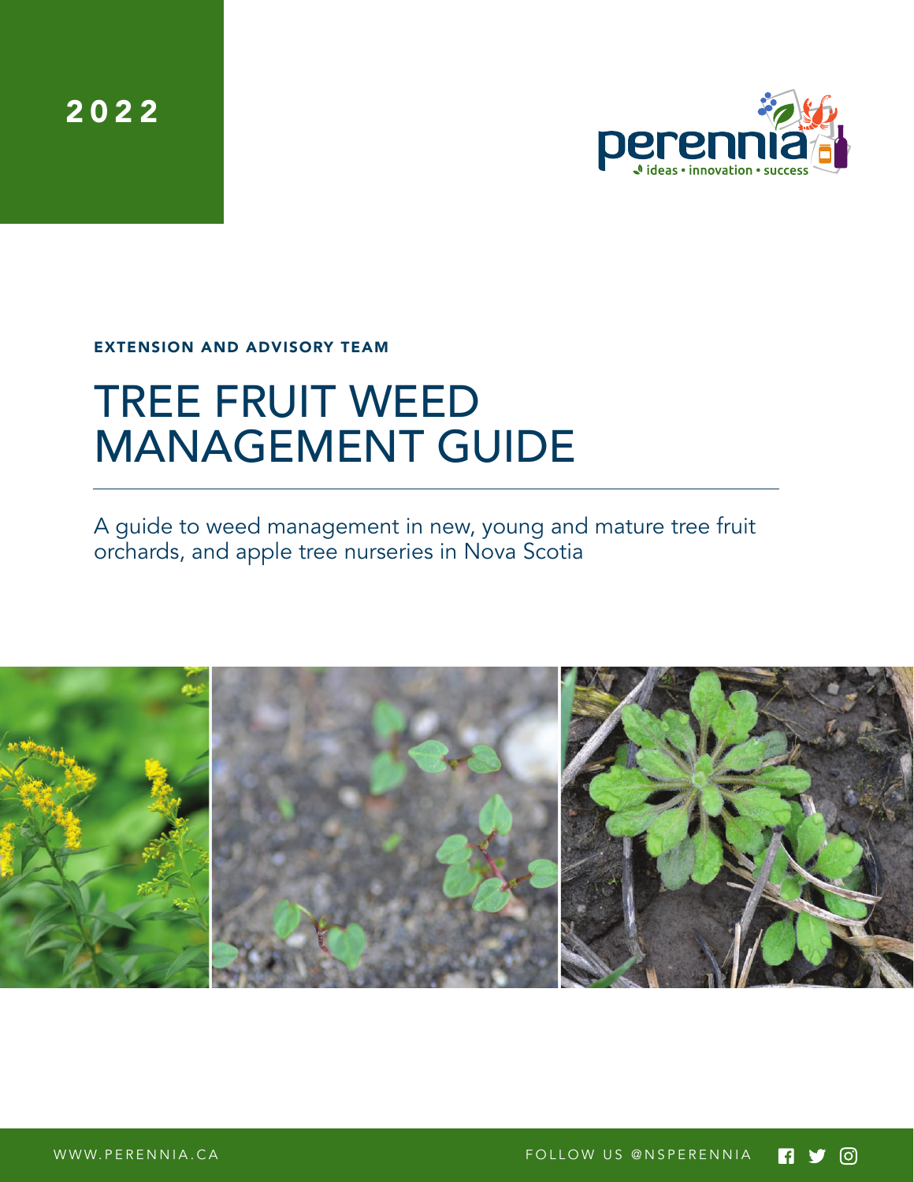2022

perennia
ideas • innovation • success

EXTENSION AND ADVISORY TEAM

# TREE FRUIT WEED MANAGEMENT GUIDE

A guide to weed management in new, young and mature tree fruit orchards, and apple tree nurseries in Nova Scotia

WWW.PERENNIA.CA

FOLLOW US @NSPERENNIA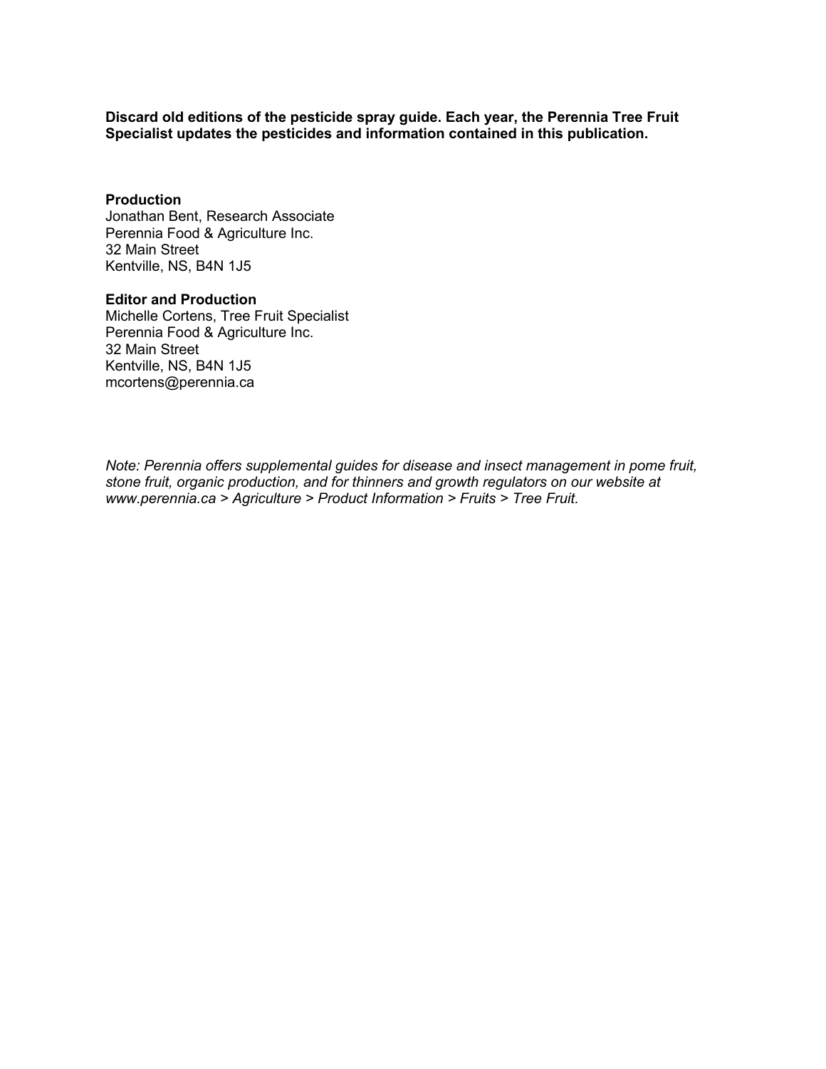**Discard old editions of the pesticide spray guide. Each year, the Perennia Tree Fruit Specialist updates the pesticides and information contained in this publication.**

**Production**
Jonathan Bent, Research Associate
Perennia Food & Agriculture Inc.
32 Main Street
Kentville, NS, B4N 1J5

**Editor and Production**
Michelle Cortens, Tree Fruit Specialist
Perennia Food & Agriculture Inc.
32 Main Street
Kentville, NS, B4N 1J5
mcortens@perennia.ca

*Note: Perennia offers supplemental guides for disease and insect management in pome fruit, stone fruit, organic production, and for thinners and growth regulators on our website at www.perennia.ca > Agriculture > Product Information > Fruits > Tree Fruit.*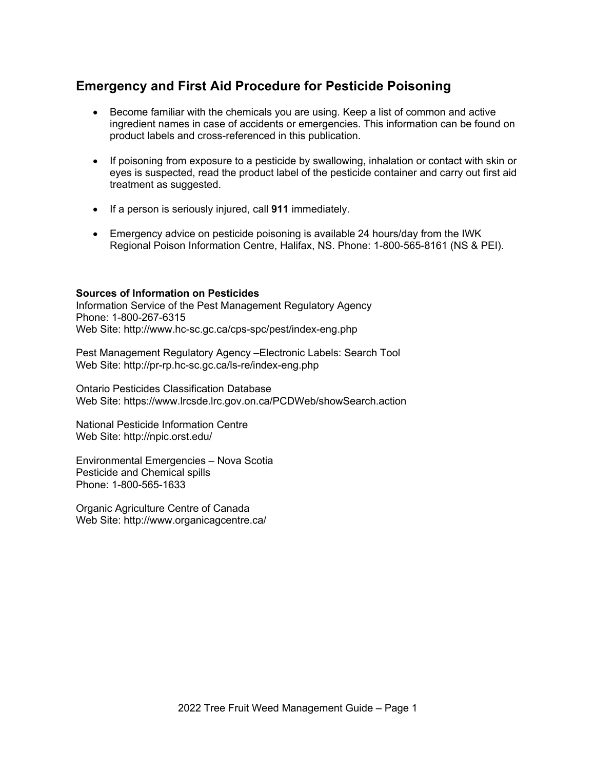## Emergency and First Aid Procedure for Pesticide Poisoning

- Become familiar with the chemicals you are using. Keep a list of common and active ingredient names in case of accidents or emergencies. This information can be found on product labels and cross-referenced in this publication.

- If poisoning from exposure to a pesticide by swallowing, inhalation or contact with skin or eyes is suspected, read the product label of the pesticide container and carry out first aid treatment as suggested.

- If a person is seriously injured, call **911** immediately.

- Emergency advice on pesticide poisoning is available 24 hours/day from the IWK Regional Poison Information Centre, Halifax, NS. Phone: 1-800-565-8161 (NS & PEI).

**Sources of Information on Pesticides**

Information Service of the Pest Management Regulatory Agency
Phone: 1-800-267-6315
Web Site: http://www.hc-sc.gc.ca/cps-spc/pest/index-eng.php

Pest Management Regulatory Agency –Electronic Labels: Search Tool
Web Site: http://pr-rp.hc-sc.gc.ca/ls-re/index-eng.php

Ontario Pesticides Classification Database
Web Site: https://www.lrcsde.lrc.gov.on.ca/PCDWeb/showSearch.action

National Pesticide Information Centre
Web Site: http://npic.orst.edu/

Environmental Emergencies – Nova Scotia
Pesticide and Chemical spills
Phone: 1-800-565-1633

Organic Agriculture Centre of Canada
Web Site: http://www.organicagcentre.ca/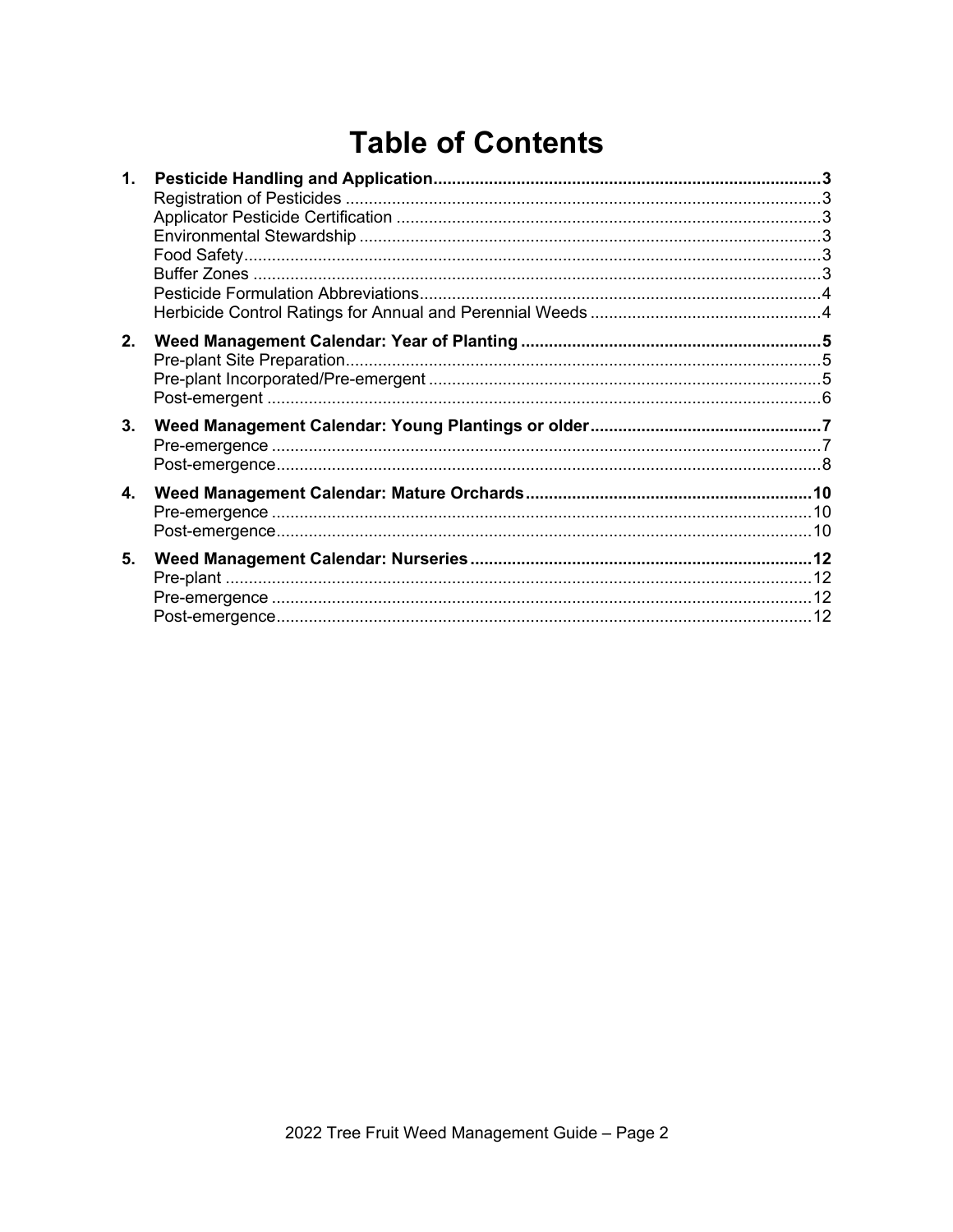# Table of Contents

1. **Pesticide Handling and Application** .......... 3
   - Registration of Pesticides .......... 3
   - Applicator Pesticide Certification .......... 3
   - Environmental Stewardship .......... 3
   - Food Safety .......... 3
   - Buffer Zones .......... 3
   - Pesticide Formulation Abbreviations .......... 4
   - Herbicide Control Ratings for Annual and Perennial Weeds .......... 4
2. **Weed Management Calendar: Year of Planting** .......... 5
   - Pre-plant Site Preparation .......... 5
   - Pre-plant Incorporated/Pre-emergent .......... 5
   - Post-emergent .......... 6
3. **Weed Management Calendar: Young Plantings or older** .......... 7
   - Pre-emergence .......... 7
   - Post-emergence .......... 8
4. **Weed Management Calendar: Mature Orchards** .......... 10
   - Pre-emergence .......... 10
   - Post-emergence .......... 10
5. **Weed Management Calendar: Nurseries** .......... 12
   - Pre-plant .......... 12
   - Pre-emergence .......... 12
   - Post-emergence .......... 12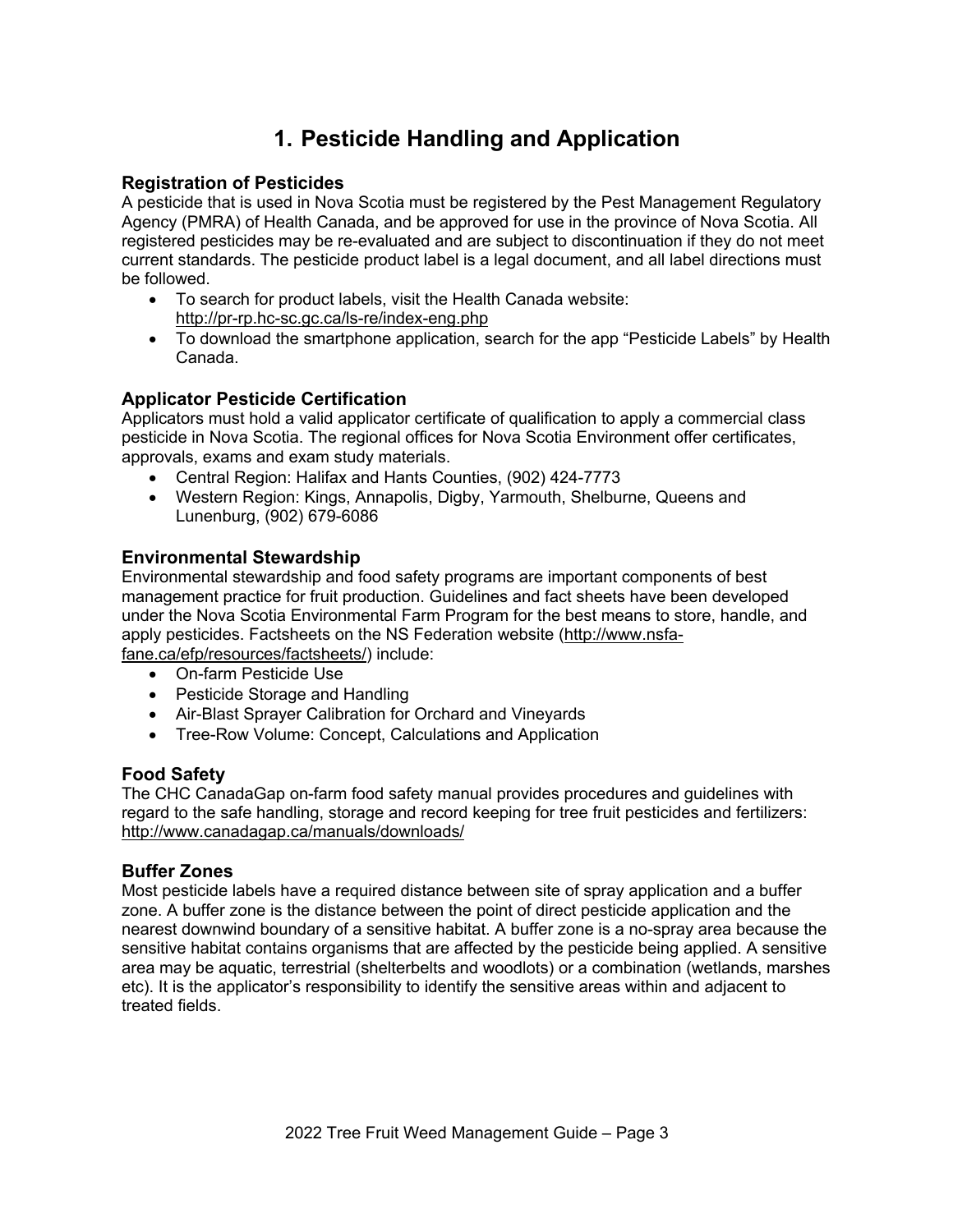# 1. Pesticide Handling and Application

## Registration of Pesticides

A pesticide that is used in Nova Scotia must be registered by the Pest Management Regulatory Agency (PMRA) of Health Canada, and be approved for use in the province of Nova Scotia. All registered pesticides may be re-evaluated and are subject to discontinuation if they do not meet current standards. The pesticide product label is a legal document, and all label directions must be followed.

- To search for product labels, visit the Health Canada website: http://pr-rp.hc-sc.gc.ca/ls-re/index-eng.php
- To download the smartphone application, search for the app "Pesticide Labels" by Health Canada.

## Applicator Pesticide Certification

Applicators must hold a valid applicator certificate of qualification to apply a commercial class pesticide in Nova Scotia. The regional offices for Nova Scotia Environment offer certificates, approvals, exams and exam study materials.

- Central Region: Halifax and Hants Counties, (902) 424-7773
- Western Region: Kings, Annapolis, Digby, Yarmouth, Shelburne, Queens and Lunenburg, (902) 679-6086

## Environmental Stewardship

Environmental stewardship and food safety programs are important components of best management practice for fruit production. Guidelines and fact sheets have been developed under the Nova Scotia Environmental Farm Program for the best means to store, handle, and apply pesticides. Factsheets on the NS Federation website (http://www.nsfa-fane.ca/efp/resources/factsheets/) include:

- On-farm Pesticide Use
- Pesticide Storage and Handling
- Air-Blast Sprayer Calibration for Orchard and Vineyards
- Tree-Row Volume: Concept, Calculations and Application

## Food Safety

The CHC CanadaGap on-farm food safety manual provides procedures and guidelines with regard to the safe handling, storage and record keeping for tree fruit pesticides and fertilizers: http://www.canadagap.ca/manuals/downloads/

## Buffer Zones

Most pesticide labels have a required distance between site of spray application and a buffer zone. A buffer zone is the distance between the point of direct pesticide application and the nearest downwind boundary of a sensitive habitat. A buffer zone is a no-spray area because the sensitive habitat contains organisms that are affected by the pesticide being applied. A sensitive area may be aquatic, terrestrial (shelterbelts and woodlots) or a combination (wetlands, marshes etc). It is the applicator's responsibility to identify the sensitive areas within and adjacent to treated fields.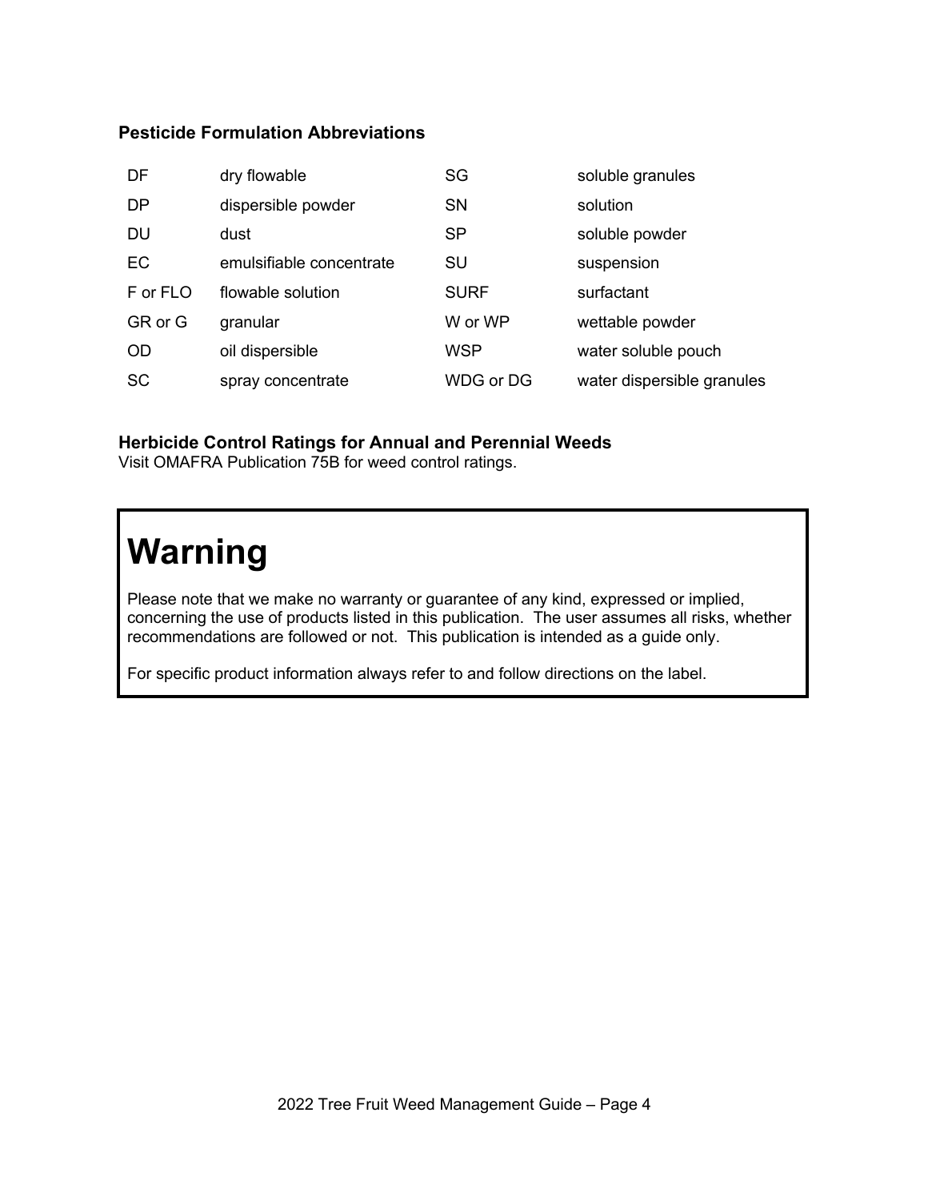### Pesticide Formulation Abbreviations

| | | | |
|---|---|---|---|
| DF | dry flowable | SG | soluble granules |
| DP | dispersible powder | SN | solution |
| DU | dust | SP | soluble powder |
| EC | emulsifiable concentrate | SU | suspension |
| F or FLO | flowable solution | SURF | surfactant |
| GR or G | granular | W or WP | wettable powder |
| OD | oil dispersible | WSP | water soluble pouch |
| SC | spray concentrate | WDG or DG | water dispersible granules |

### Herbicide Control Ratings for Annual and Perennial Weeds

Visit OMAFRA Publication 75B for weed control ratings.

# Warning

Please note that we make no warranty or guarantee of any kind, expressed or implied, concerning the use of products listed in this publication. The user assumes all risks, whether recommendations are followed or not. This publication is intended as a guide only.

For specific product information always refer to and follow directions on the label.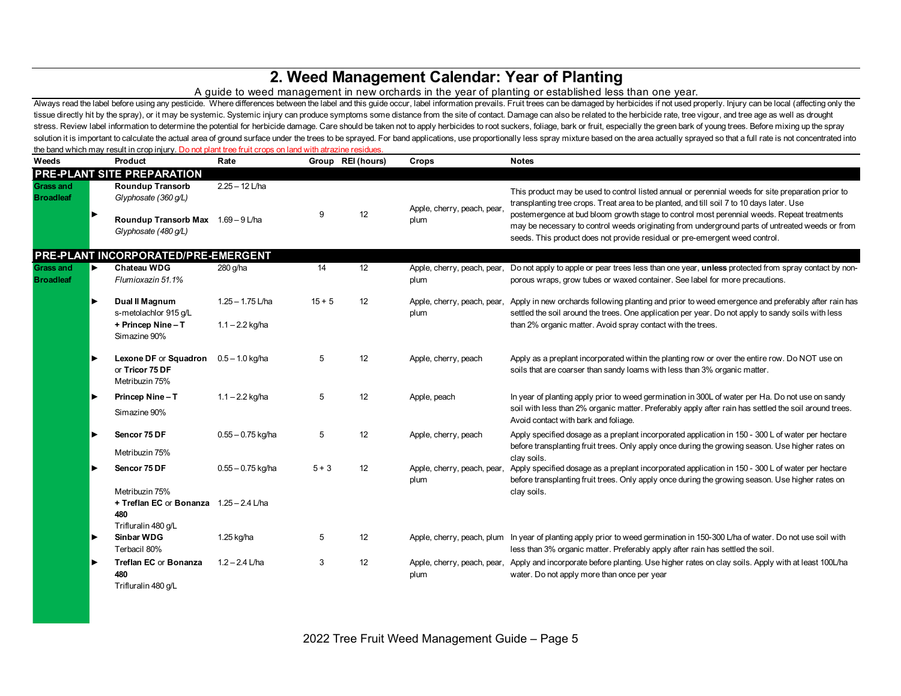# 2. Weed Management Calendar: Year of Planting

A guide to weed management in new orchards in the year of planting or established less than one year.

Always read the label before using any pesticide. Where differences between the label and this guide occur, label information prevails. Fruit trees can be damaged by herbicides if not used properly. Injury can be local (affecting only the tissue directly hit by the spray), or it may be systemic. Systemic injury can produce symptoms some distance from the site of contact. Damage can also be related to the herbicide rate, tree vigour, and tree age as well as drought stress. Review label information to determine the potential for herbicide damage. Care should be taken not to apply herbicides to root suckers, foliage, bark or fruit, especially the green bark of young trees. Before mixing up the spray solution it is important to calculate the actual area of ground surface under the trees to be sprayed. For band applications, use proportionally less spray mixture based on the area actually sprayed so that a full rate is not concentrated into the band which may result in crop injury. Do not plant tree fruit crops on land with atrazine residues.

| Weeds | Product | Rate | Group | REI (hours) | Crops | Notes |
|---|---|---|---|---|---|---|
| **PRE-PLANT SITE PREPARATION** | | | | | | |
| Grass and Broadleaf | **Roundup Transorb** *Glyphosate (360 g/L)* | 2.25 – 12 L/ha | 9 | 12 | Apple, cherry, peach, pear, plum | This product may be used to control listed annual or perennial weeds for site preparation prior to transplanting tree crops. Treat area to be planted, and till soil 7 to 10 days later. Use postemergence at bud bloom growth stage to control most perennial weeds. Repeat treatments may be necessary to control weeds originating from underground parts of untreated weeds or from seeds. This product does not provide residual or pre-emergent weed control. |
| | **Roundup Transorb Max** *Glyphosate (480 g/L)* | 1.69 – 9 L/ha | | | | |
| **PRE-PLANT INCORPORATED/PRE-EMERGENT** | | | | | | |
| Grass and Broadleaf | **Chateau WDG** *Flumioxazin 51.1%* | 280 g/ha | 14 | 12 | Apple, cherry, peach, pear, plum | Do not apply to apple or pear trees less than one year, **unless** protected from spray contact by non-porous wraps, grow tubes or waxed container. See label for more precautions. |
| | **Dual II Magnum** s-metolachlor 915 g/L **+ Princep Nine – T** Simazine 90% | 1.25 – 1.75 L/ha; 1.1 – 2.2 kg/ha | 15 + 5 | 12 | Apple, cherry, peach, pear, plum | Apply in new orchards following planting and prior to weed emergence and preferably after rain has settled the soil around the trees. One application per year. Do not apply to sandy soils with less than 2% organic matter. Avoid spray contact with the trees. |
| | **Lexone DF** or **Squadron** or **Tricor 75 DF** Metribuzin 75% | 0.5 – 1.0 kg/ha | 5 | 12 | Apple, cherry, peach | Apply as a preplant incorporated within the planting row or over the entire row. Do NOT use on soils that are coarser than sandy loams with less than 3% organic matter. |
| | **Princep Nine – T** Simazine 90% | 1.1 – 2.2 kg/ha | 5 | 12 | Apple, peach | In year of planting apply prior to weed germination in 300L of water per Ha. Do not use on sandy soil with less than 2% organic matter. Preferably apply after rain has settled the soil around trees. Avoid contact with bark and foliage. |
| | **Sencor 75 DF** Metribuzin 75% | 0.55 – 0.75 kg/ha | 5 | 12 | Apple, cherry, peach | Apply specified dosage as a preplant incorporated application in 150 - 300 L of water per hectare before transplanting fruit trees. Only apply once during the growing season. Use higher rates on clay soils. |
| | **Sencor 75 DF** Metribuzin 75% **+ Treflan EC** or **Bonanza 480** Trifluralin 480 g/L | 0.55 – 0.75 kg/ha; 1.25 – 2.4 L/ha | 5 + 3 | 12 | Apple, cherry, peach, pear, plum | Apply specified dosage as a preplant incorporated application in 150 - 300 L of water per hectare before transplanting fruit trees. Only apply once during the growing season. Use higher rates on clay soils. |
| | **Sinbar WDG** Terbacil 80% | 1.25 kg/ha | 5 | 12 | Apple, cherry, peach, plum | In year of planting apply prior to weed germination in 150-300 L/ha of water. Do not use soil with less than 3% organic matter. Preferably apply after rain has settled the soil. |
| | **Treflan EC** or **Bonanza 480** Trifluralin 480 g/L | 1.2 – 2.4 L/ha | 3 | 12 | Apple, cherry, peach, pear, plum | Apply and incorporate before planting. Use higher rates on clay soils. Apply with at least 100L/ha water. Do not apply more than once per year |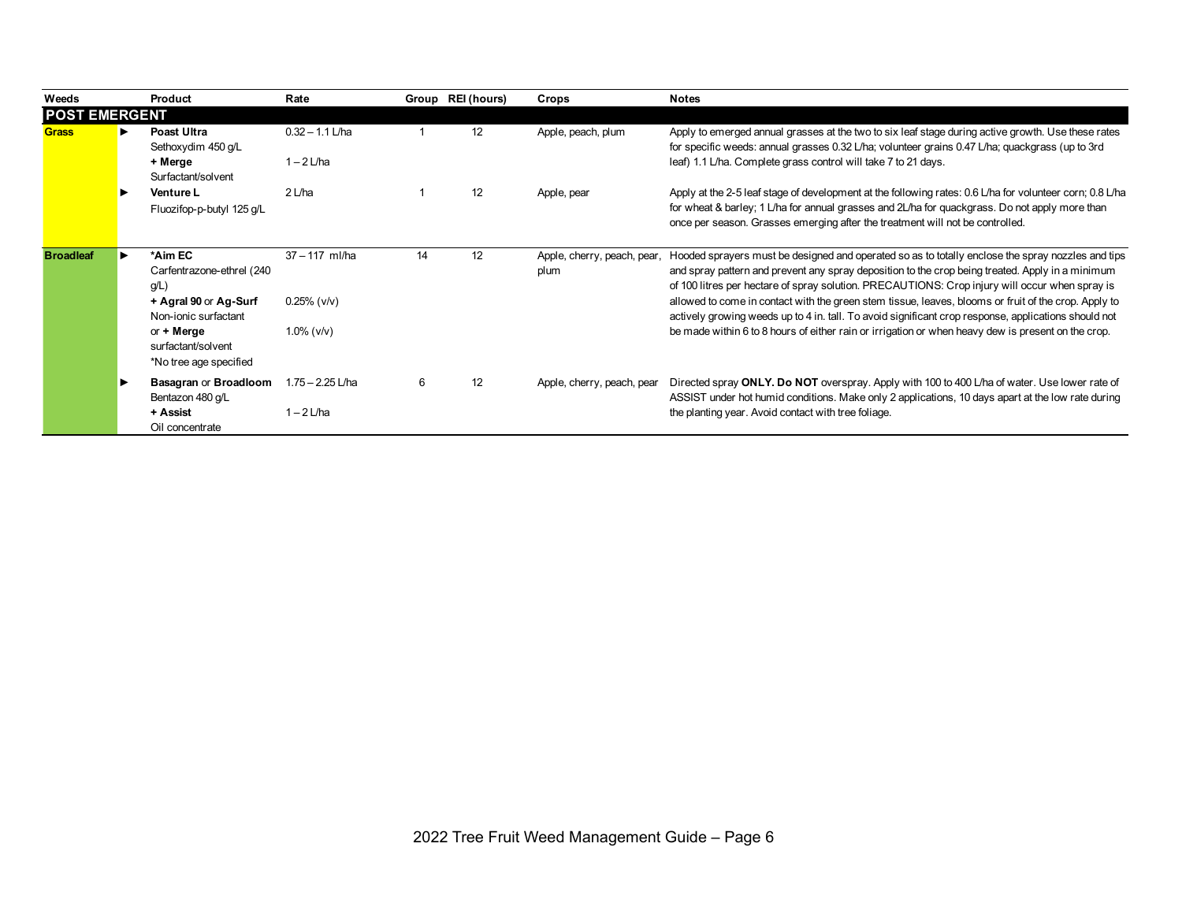| Weeds | | Product | Rate | Group | REI (hours) | Crops | Notes |
|---|---|---|---|---|---|---|---|
| **POST EMERGENT** | | | | | | | |
| **Grass** | ► | **Poast Ultra** Sethoxydim 450 g/L **+ Merge** Surfactant/solvent | 0.32 – 1.1 L/ha<br>1 – 2 L/ha | 1 | 12 | Apple, peach, plum | Apply to emerged annual grasses at the two to six leaf stage during active growth. Use these rates for specific weeds: annual grasses 0.32 L/ha; volunteer grains 0.47 L/ha; quackgrass (up to 3rd leaf) 1.1 L/ha. Complete grass control will take 7 to 21 days. |
| | ► | **Venture L** Fluozifop-p-butyl 125 g/L | 2 L/ha | 1 | 12 | Apple, pear | Apply at the 2-5 leaf stage of development at the following rates: 0.6 L/ha for volunteer corn; 0.8 L/ha for wheat & barley; 1 L/ha for annual grasses and 2L/ha for quackgrass. Do not apply more than once per season. Grasses emerging after the treatment will not be controlled. |
| **Broadleaf** | ► | ***Aim EC** Carfentrazone-ethrel (240 g/L) **+ Agral 90** or **Ag-Surf** Non-ionic surfactant or **+ Merge** surfactant/solvent *No tree age specified | 37 – 117 ml/ha<br>0.25% (v/v)<br>1.0% (v/v) | 14 | 12 | Apple, cherry, peach, pear, plum | Hooded sprayers must be designed and operated so as to totally enclose the spray nozzles and tips and spray pattern and prevent any spray deposition to the crop being treated. Apply in a minimum of 100 litres per hectare of spray solution. PRECAUTIONS: Crop injury will occur when spray is allowed to come in contact with the green stem tissue, leaves, blooms or fruit of the crop. Apply to actively growing weeds up to 4 in. tall. To avoid significant crop response, applications should not be made within 6 to 8 hours of either rain or irrigation or when heavy dew is present on the crop. |
| | ► | **Basagran** or **Broadloom** Bentazon 480 g/L **+ Assist** Oil concentrate | 1.75 – 2.25 L/ha<br>1 – 2 L/ha | 6 | 12 | Apple, cherry, peach, pear | Directed spray **ONLY. Do NOT** overspray. Apply with 100 to 400 L/ha of water. Use lower rate of ASSIST under hot humid conditions. Make only 2 applications, 10 days apart at the low rate during the planting year. Avoid contact with tree foliage. |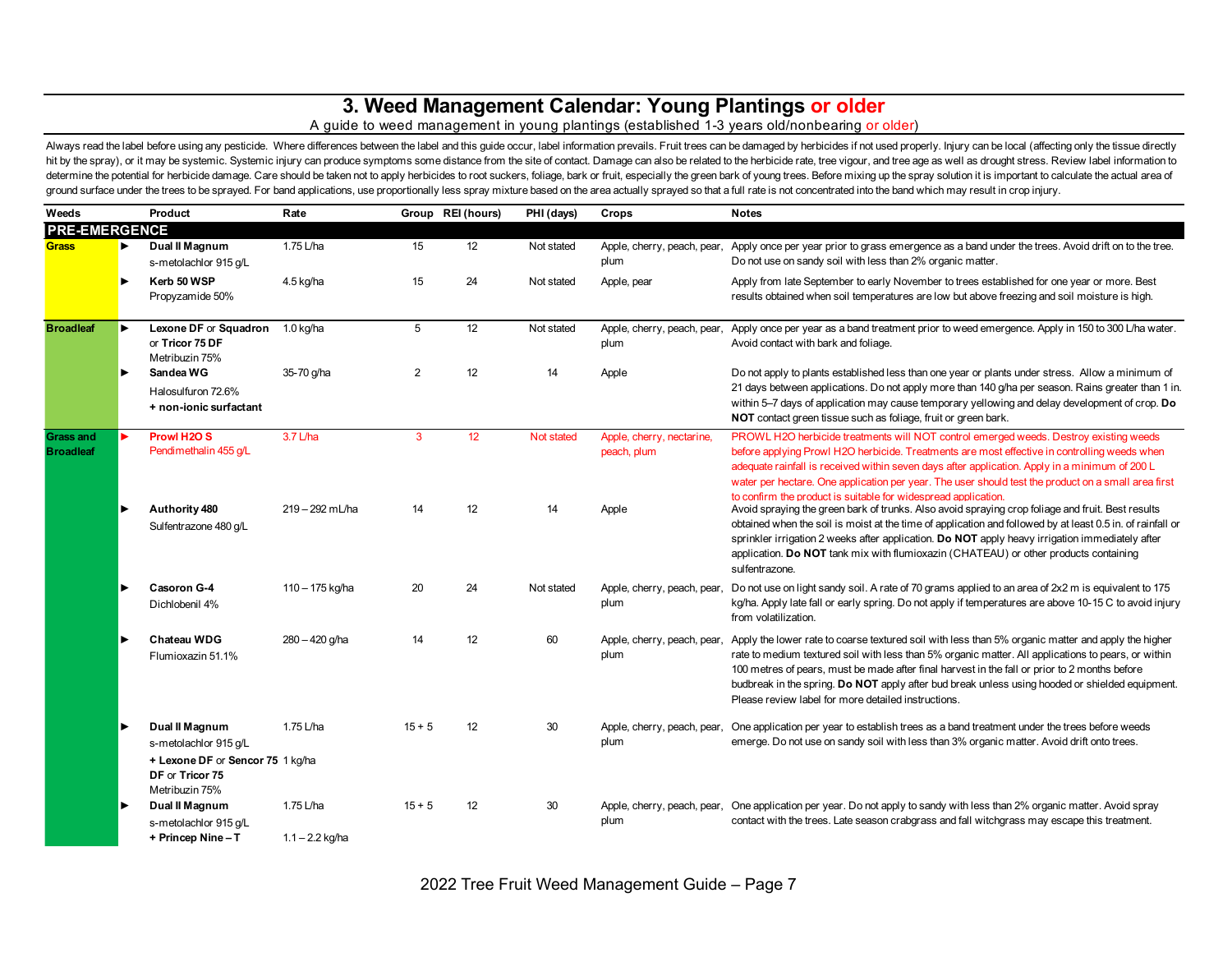# 3. Weed Management Calendar: Young Plantings or older

A guide to weed management in young plantings (established 1-3 years old/nonbearing or older)

Always read the label before using any pesticide. Where differences between the label and this guide occur, label information prevails. Fruit trees can be damaged by herbicides if not used properly. Injury can be local (affecting only the tissue directly hit by the spray), or it may be systemic. Systemic injury can produce symptoms some distance from the site of contact. Damage can also be related to the herbicide rate, tree vigour, and tree age as well as drought stress. Review label information to determine the potential for herbicide damage. Care should be taken not to apply herbicides to root suckers, foliage, bark or fruit, especially the green bark of young trees. Before mixing up the spray solution it is important to calculate the actual area of ground surface under the trees to be sprayed. For band applications, use proportionally less spray mixture based on the area actually sprayed so that a full rate is not concentrated into the band which may result in crop injury.

| Weeds | Product | Rate | Group | REI (hours) | PHI (days) | Crops | Notes |
|---|---|---|---|---|---|---|---|
| **PRE-EMERGENCE** | | | | | | | |
| **Grass** | **Dual II Magnum** s-metolachlor 915 g/L | 1.75 L/ha | 15 | 12 | Not stated | Apple, cherry, peach, pear, plum | Apply once per year prior to grass emergence as a band under the trees. Avoid drift on to the tree. Do not use on sandy soil with less than 2% organic matter. |
| | **Kerb 50 WSP** Propyzamide 50% | 4.5 kg/ha | 15 | 24 | Not stated | Apple, pear | Apply from late September to early November to trees established for one year or more. Best results obtained when soil temperatures are low but above freezing and soil moisture is high. |
| **Broadleaf** | **Lexone DF** or **Squadron** or **Tricor 75 DF** Metribuzin 75% | 1.0 kg/ha | 5 | 12 | Not stated | Apple, cherry, peach, pear, plum | Apply once per year as a band treatment prior to weed emergence. Apply in 150 to 300 L/ha water. Avoid contact with bark and foliage. |
| | **Sandea WG** Halosulfuron 72.6% **+ non-ionic surfactant** | 35-70 g/ha | 2 | 12 | 14 | Apple | Do not apply to plants established less than one year or plants under stress. Allow a minimum of 21 days between applications. Do not apply more than 140 g/ha per season. Rains greater than 1 in. within 5–7 days of application may cause temporary yellowing and delay development of crop. **Do NOT** contact green tissue such as foliage, fruit or green bark. |
| **Grass and Broadleaf** | **Prowl H2O S** Pendimethalin 455 g/L | 3.7 L/ha | 3 | 12 | Not stated | Apple, cherry, nectarine, peach, plum | PROWL H2O herbicide treatments will NOT control emerged weeds. Destroy existing weeds before applying Prowl H2O herbicide. Treatments are most effective in controlling weeds when adequate rainfall is received within seven days after application. Apply in a minimum of 200 L water per hectare. One application per year. The user should test the product on a small area first to confirm the product is suitable for widespread application. |
| | **Authority 480** Sulfentrazone 480 g/L | 219 – 292 mL/ha | 14 | 12 | 14 | Apple | Avoid spraying the green bark of trunks. Also avoid spraying crop foliage and fruit. Best results obtained when the soil is moist at the time of application and followed by at least 0.5 in. of rainfall or sprinkler irrigation 2 weeks after application. **Do NOT** apply heavy irrigation immediately after application. **Do NOT** tank mix with flumioxazin (CHATEAU) or other products containing sulfentrazone. |
| | **Casoron G-4** Dichlobenil 4% | 110 – 175 kg/ha | 20 | 24 | Not stated | Apple, cherry, peach, pear, plum | Do not use on light sandy soil. A rate of 70 grams applied to an area of 2x2 m is equivalent to 175 kg/ha. Apply late fall or early spring. Do not apply if temperatures are above 10-15 C to avoid injury from volatilization. |
| | **Chateau WDG** Flumioxazin 51.1% | 280 – 420 g/ha | 14 | 12 | 60 | Apple, cherry, peach, pear, plum | Apply the lower rate to coarse textured soil with less than 5% organic matter and apply the higher rate to medium textured soil with less than 5% organic matter. All applications to pears, or within 100 metres of pears, must be made after final harvest in the fall or prior to 2 months before budbreak in the spring. **Do NOT** apply after bud break unless using hooded or shielded equipment. Please review label for more detailed instructions. |
| | **Dual II Magnum** s-metolachlor 915 g/L **+ Lexone DF** or **Sencor 75 DF** or **Tricor 75** Metribuzin 75% | 1.75 L/ha + 1 kg/ha | 15 + 5 | 12 | 30 | Apple, cherry, peach, pear, plum | One application per year to establish trees as a band treatment under the trees before weeds emerge. Do not use on sandy soil with less than 3% organic matter. Avoid drift onto trees. |
| | **Dual II Magnum** s-metolachlor 915 g/L **+ Princep Nine – T** | 1.75 L/ha + 1.1 – 2.2 kg/ha | 15 + 5 | 12 | 30 | Apple, cherry, peach, pear, plum | One application per year. Do not apply to sandy with less than 2% organic matter. Avoid spray contact with the trees. Late season crabgrass and fall witchgrass may escape this treatment. |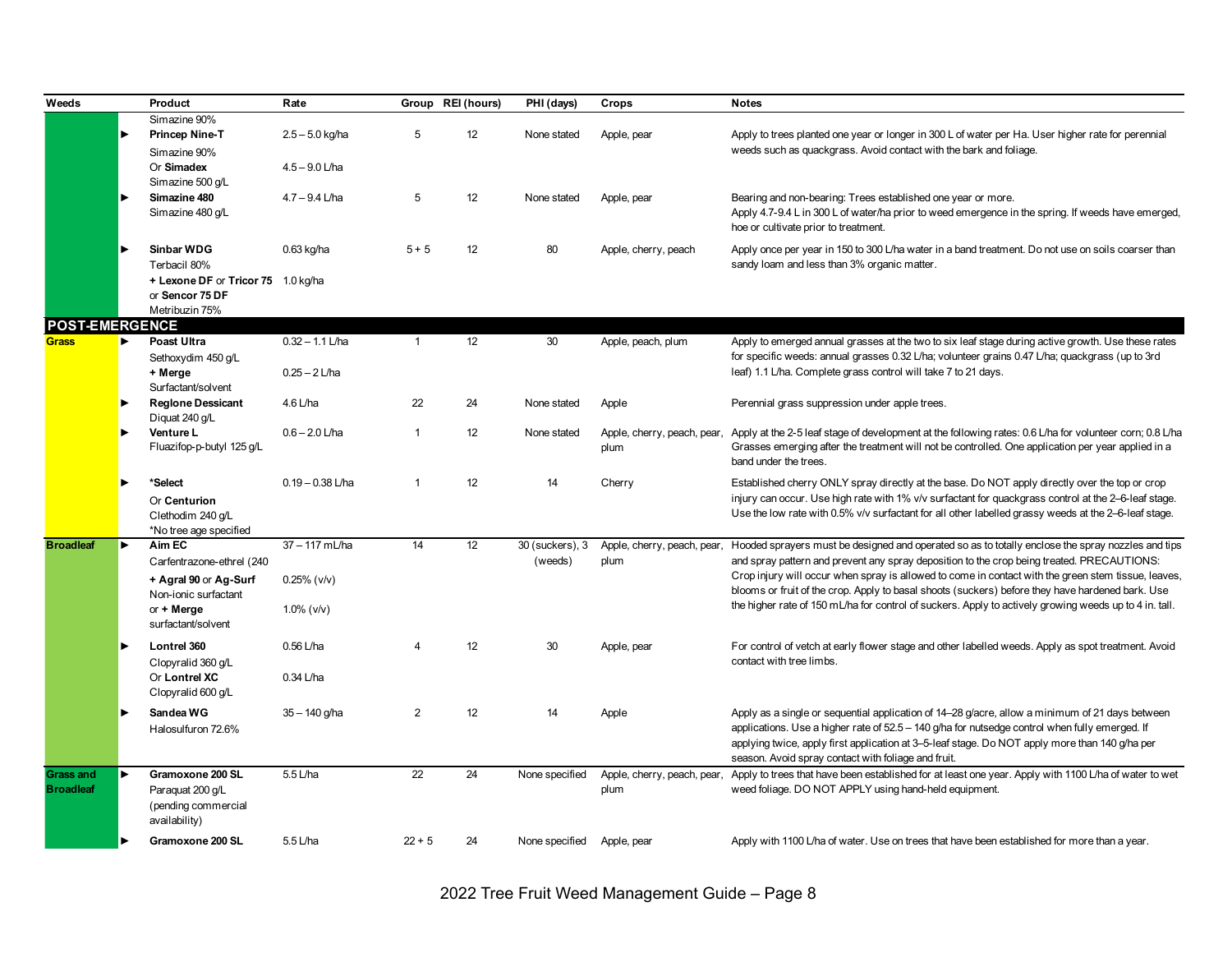| Weeds | | Product | Rate | Group | REI (hours) | PHI (days) | Crops | Notes |
|---|---|---|---|---|---|---|---|---|
| | | Simazine 90% | | | | | | |
| | ► | **Princep Nine-T** Simazine 90% Or **Simadex** Simazine 500 g/L | 2.5 – 5.0 kg/ha 4.5 – 9.0 L/ha | 5 | 12 | None stated | Apple, pear | Apply to trees planted one year or longer in 300 L of water per Ha. User higher rate for perennial weeds such as quackgrass. Avoid contact with the bark and foliage. |
| | ► | **Simazine 480** Simazine 480 g/L | 4.7 – 9.4 L/ha | 5 | 12 | None stated | Apple, pear | Bearing and non-bearing: Trees established one year or more. Apply 4.7-9.4 L in 300 L of water/ha prior to weed emergence in the spring. If weeds have emerged, hoe or cultivate prior to treatment. |
| | ► | **Sinbar WDG** Terbacil 80% **+ Lexone DF** or **Tricor 75** or **Sencor 75 DF** Metribuzin 75% | 0.63 kg/ha 1.0 kg/ha | 5 + 5 | 12 | 80 | Apple, cherry, peach | Apply once per year in 150 to 300 L/ha water in a band treatment. Do not use on soils coarser than sandy loam and less than 3% organic matter. |
| **POST-EMERGENCE** | | | | | | | | |
| **Grass** | ► | **Poast Ultra** Sethoxydim 450 g/L **+ Merge** Surfactant/solvent | 0.32 – 1.1 L/ha 0.25 – 2 L/ha | 1 | 12 | 30 | Apple, peach, plum | Apply to emerged annual grasses at the two to six leaf stage during active growth. Use these rates for specific weeds: annual grasses 0.32 L/ha; volunteer grains 0.47 L/ha; quackgrass (up to 3rd leaf) 1.1 L/ha. Complete grass control will take 7 to 21 days. |
| | ► | **Reglone Dessicant** Diquat 240 g/L | 4.6 L/ha | 22 | 24 | None stated | Apple | Perennial grass suppression under apple trees. |
| | ► | **Venture L** Fluazifop-p-butyl 125 g/L | 0.6 – 2.0 L/ha | 1 | 12 | None stated | Apple, cherry, peach, pear, plum | Apply at the 2-5 leaf stage of development at the following rates: 0.6 L/ha for volunteer corn; 0.8 L/ha Grasses emerging after the treatment will not be controlled. One application per year applied in a band under the trees. |
| | ► | ***Select** Or **Centurion** Clethodim 240 g/L *No tree age specified | 0.19 – 0.38 L/ha | 1 | 12 | 14 | Cherry | Established cherry ONLY spray directly at the base. Do NOT apply directly over the top or crop injury can occur. Use high rate with 1% v/v surfactant for quackgrass control at the 2–6-leaf stage. Use the low rate with 0.5% v/v surfactant for all other labelled grassy weeds at the 2–6-leaf stage. |
| **Broadleaf** | ► | **Aim EC** Carfentrazone-ethrel (240 **+ Agral 90** or **Ag-Surf** Non-ionic surfactant or **+ Merge** surfactant/solvent | 37 – 117 mL/ha 0.25% (v/v) 1.0% (v/v) | 14 | 12 | 30 (suckers), 3 (weeds) | Apple, cherry, peach, pear, plum | Hooded sprayers must be designed and operated so as to totally enclose the spray nozzles and tips and spray pattern and prevent any spray deposition to the crop being treated. PRECAUTIONS: Crop injury will occur when spray is allowed to come in contact with the green stem tissue, leaves, blooms or fruit of the crop. Apply to basal shoots (suckers) before they have hardened bark. Use the higher rate of 150 mL/ha for control of suckers. Apply to actively growing weeds up to 4 in. tall. |
| | ► | **Lontrel 360** Clopyralid 360 g/L Or **Lontrel XC** Clopyralid 600 g/L | 0.56 L/ha 0.34 L/ha | 4 | 12 | 30 | Apple, pear | For control of vetch at early flower stage and other labelled weeds. Apply as spot treatment. Avoid contact with tree limbs. |
| | ► | **Sandea WG** Halosulfuron 72.6% | 35 – 140 g/ha | 2 | 12 | 14 | Apple | Apply as a single or sequential application of 14–28 g/acre, allow a minimum of 21 days between applications. Use a higher rate of 52.5 – 140 g/ha for nutsedge control when fully emerged. If applying twice, apply first application at 3–5-leaf stage. Do NOT apply more than 140 g/ha per season. Avoid spray contact with foliage and fruit. |
| **Grass and Broadleaf** | ► | **Gramoxone 200 SL** Paraquat 200 g/L (pending commercial availability) | 5.5 L/ha | 22 | 24 | None specified | Apple, cherry, peach, pear, plum | Apply to trees that have been established for at least one year. Apply with 1100 L/ha of water to wet weed foliage. DO NOT APPLY using hand-held equipment. |
| | ► | **Gramoxone 200 SL** | 5.5 L/ha | 22 + 5 | 24 | None specified | Apple, pear | Apply with 1100 L/ha of water. Use on trees that have been established for more than a year. |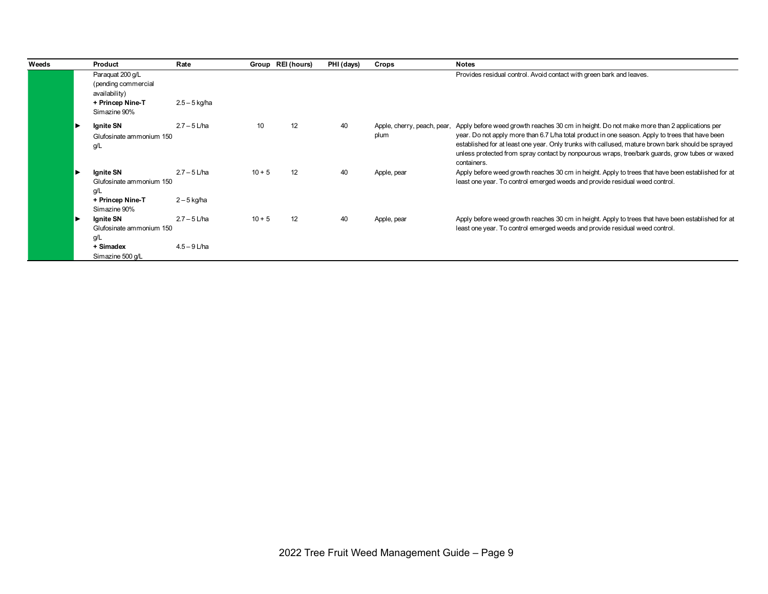| Weeds | | Product | Rate | Group | REI (hours) | PHI (days) | Crops | Notes |
|---|---|---|---|---|---|---|---|---|
| | | Paraquat 200 g/L (pending commercial availability) **+ Princep Nine-T** Simazine 90% | 2.5 – 5 kg/ha | | | | | Provides residual control. Avoid contact with green bark and leaves. |
| | ► | **Ignite SN** Glufosinate ammonium 150 g/L | 2.7 – 5 L/ha | 10 | 12 | 40 | Apple, cherry, peach, pear, plum | Apply before weed growth reaches 30 cm in height. Do not make more than 2 applications per year. Do not apply more than 6.7 L/ha total product in one season. Apply to trees that have been established for at least one year. Only trunks with callused, mature brown bark should be sprayed unless protected from spray contact by nonpourous wraps, tree/bark guards, grow tubes or waxed containers. |
| | ► | **Ignite SN** Glufosinate ammonium 150 g/L **+ Princep Nine-T** Simazine 90% | 2.7 – 5 L/ha<br>2 – 5 kg/ha | 10 + 5 | 12 | 40 | Apple, pear | Apply before weed growth reaches 30 cm in height. Apply to trees that have been established for at least one year. To control emerged weeds and provide residual weed control. |
| | ► | **Ignite SN** Glufosinate ammonium 150 g/L **+ Simadex** Simazine 500 g/L | 2.7 – 5 L/ha<br>4.5 – 9 L/ha | 10 + 5 | 12 | 40 | Apple, pear | Apply before weed growth reaches 30 cm in height. Apply to trees that have been established for at least one year. To control emerged weeds and provide residual weed control. |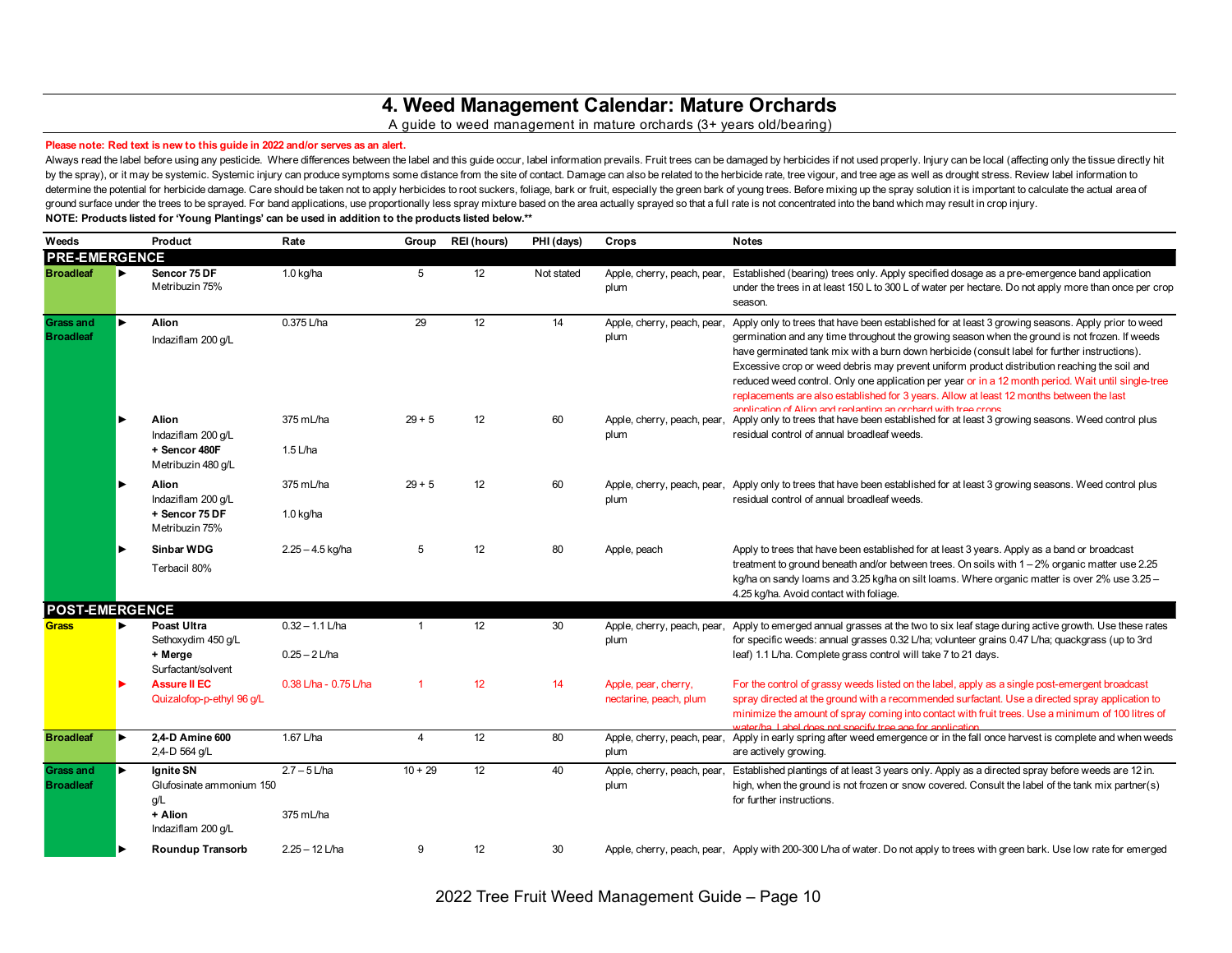# 4. Weed Management Calendar: Mature Orchards

A guide to weed management in mature orchards (3+ years old/bearing)

**Please note: Red text is new to this guide in 2022 and/or serves as an alert.**

Always read the label before using any pesticide. Where differences between the label and this guide occur, label information prevails. Fruit trees can be damaged by herbicides if not used properly. Injury can be local (affecting only the tissue directly hit by the spray), or it may be systemic. Systemic injury can produce symptoms some distance from the site of contact. Damage can also be related to the herbicide rate, tree vigour, and tree age as well as drought stress. Review label information to determine the potential for herbicide damage. Care should be taken not to apply herbicides to root suckers, foliage, bark or fruit, especially the green bark of young trees. Before mixing up the spray solution it is important to calculate the actual area of ground surface under the trees to be sprayed. For band applications, use proportionally less spray mixture based on the area actually sprayed so that a full rate is not concentrated into the band which may result in crop injury.

**NOTE: Products listed for 'Young Plantings' can be used in addition to the products listed below.****

| Weeds | | Product | Rate | Group | REI (hours) | PHI (days) | Crops | Notes |
|---|---|---|---|---|---|---|---|---|
| **PRE-EMERGENCE** | | | | | | | | |
| **Broadleaf** | ► | **Sencor 75 DF** Metribuzin 75% | 1.0 kg/ha | 5 | 12 | Not stated | Apple, cherry, peach, pear, plum | Established (bearing) trees only. Apply specified dosage as a pre-emergence band application under the trees in at least 150 L to 300 L of water per hectare. Do not apply more than once per crop season. |
| **Grass and Broadleaf** | ► | **Alion** Indaziflam 200 g/L | 0.375 L/ha | 29 | 12 | 14 | Apple, cherry, peach, pear, plum | Apply only to trees that have been established for at least 3 growing seasons. Apply prior to weed germination and any time throughout the growing season when the ground is not frozen. If weeds have germinated tank mix with a burn down herbicide (consult label for further instructions). Excessive crop or weed debris may prevent uniform product distribution reaching the soil and reduced weed control. Only one application per year or in a 12 month period. Wait until single-tree replacements are also established for 3 years. Allow at least 12 months between the last application of Alion and replanting an orchard with tree crops. |
| | ► | **Alion** Indaziflam 200 g/L **+ Sencor 480F** Metribuzin 480 g/L | 375 mL/ha 1.5 L/ha | 29 + 5 | 12 | 60 | Apple, cherry, peach, pear, plum | Apply only to trees that have been established for at least 3 growing seasons. Weed control plus residual control of annual broadleaf weeds. |
| | ► | **Alion** Indaziflam 200 g/L **+ Sencor 75 DF** Metribuzin 75% | 375 mL/ha 1.0 kg/ha | 29 + 5 | 12 | 60 | Apple, cherry, peach, pear, plum | Apply only to trees that have been established for at least 3 growing seasons. Weed control plus residual control of annual broadleaf weeds. |
| | ► | **Sinbar WDG** Terbacil 80% | 2.25 – 4.5 kg/ha | 5 | 12 | 80 | Apple, peach | Apply to trees that have been established for at least 3 years. Apply as a band or broadcast treatment to ground beneath and/or between trees. On soils with 1 – 2% organic matter use 2.25 kg/ha on sandy loams and 3.25 kg/ha on silt loams. Where organic matter is over 2% use 3.25 – 4.25 kg/ha. Avoid contact with foliage. |
| **POST-EMERGENCE** | | | | | | | | |
| **Grass** | ► | **Poast Ultra** Sethoxydim 450 g/L **+ Merge** Surfactant/solvent | 0.32 – 1.1 L/ha 0.25 – 2 L/ha | 1 | 12 | 30 | Apple, cherry, peach, pear, plum | Apply to emerged annual grasses at the two to six leaf stage during active growth. Use these rates for specific weeds: annual grasses 0.32 L/ha; volunteer grains 0.47 L/ha; quackgrass (up to 3rd leaf) 1.1 L/ha. Complete grass control will take 7 to 21 days. |
| | ► | **Assure II EC** Quizalofop-p-ethyl 96 g/L | 0.38 L/ha - 0.75 L/ha | 1 | 12 | 14 | Apple, pear, cherry, nectarine, peach, plum | For the control of grassy weeds listed on the label, apply as a single post-emergent broadcast spray directed at the ground with a recommended surfactant. Use a directed spray application to minimize the amount of spray coming into contact with fruit trees. Use a minimum of 100 litres of water/ha. Label does not specify tree age for application. |
| **Broadleaf** | ► | **2,4-D Amine 600** 2,4-D 564 g/L | 1.67 L/ha | 4 | 12 | 80 | Apple, cherry, peach, pear, plum | Apply in early spring after weed emergence or in the fall once harvest is complete and when weeds are actively growing. |
| **Grass and Broadleaf** | ► | **Ignite SN** Glufosinate ammonium 150 g/L **+ Alion** Indaziflam 200 g/L | 2.7 – 5 L/ha 375 mL/ha | 10 + 29 | 12 | 40 | Apple, cherry, peach, pear, plum | Established plantings of at least 3 years only. Apply as a directed spray before weeds are 12 in. high, when the ground is not frozen or snow covered. Consult the label of the tank mix partner(s) for further instructions. |
| | ► | **Roundup Transorb** | 2.25 – 12 L/ha | 9 | 12 | 30 | Apple, cherry, peach, pear, | Apply with 200-300 L/ha of water. Do not apply to trees with green bark. Use low rate for emerged |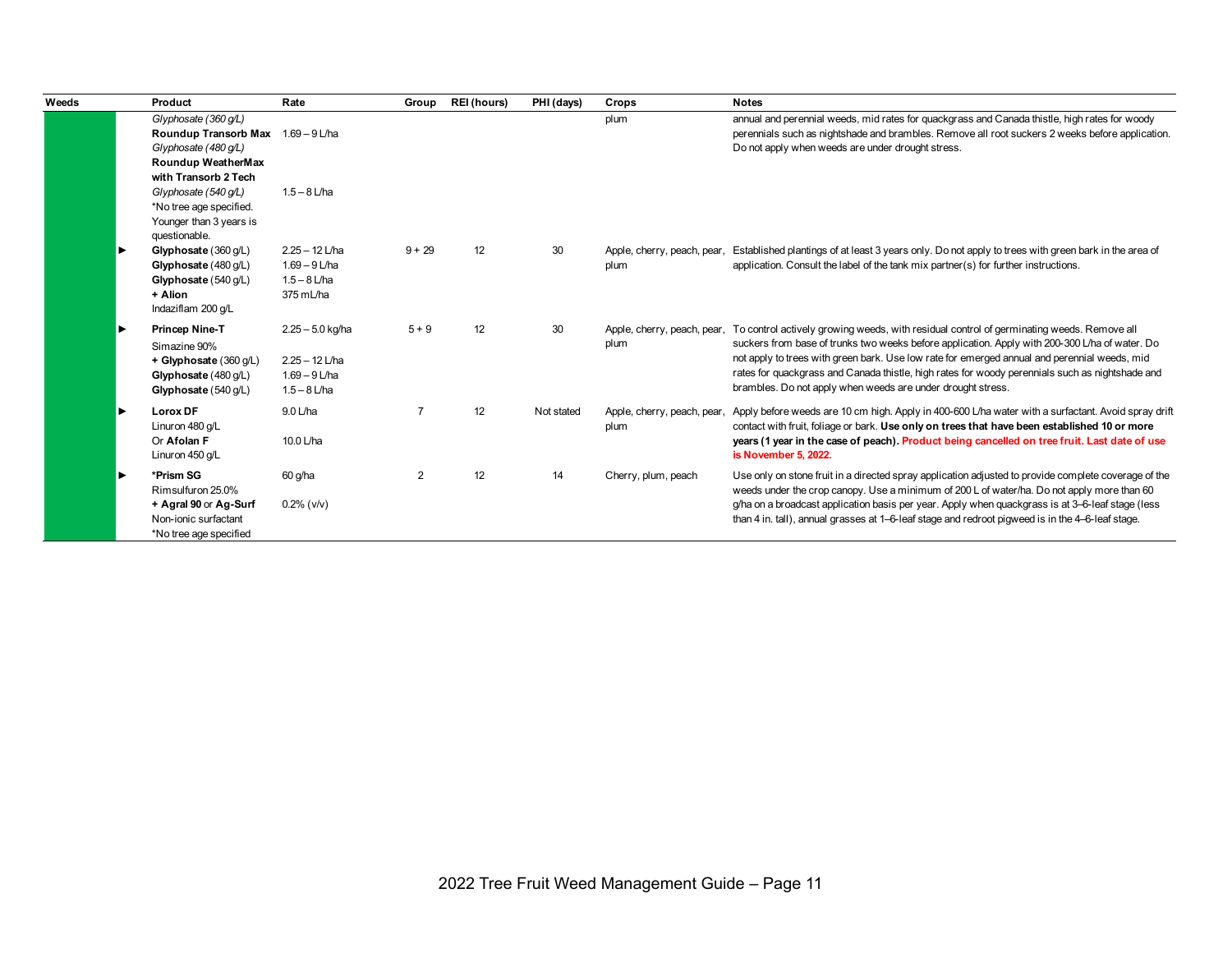| Weeds | | Product | Rate | Group | REI (hours) | PHI (days) | Crops | Notes |
|---|---|---|---|---|---|---|---|---|
| | | *Glyphosate (360 g/L)*<br>**Roundup Transorb Max**<br>*Glyphosate (480 g/L)*<br>**Roundup WeatherMax with Transorb 2 Tech**<br>*Glyphosate (540 g/L)*<br>*No tree age specified. Younger than 3 years is questionable. | <br>1.69 – 9 L/ha<br><br><br>1.5 – 8 L/ha | | | | plum | annual and perennial weeds, mid rates for quackgrass and Canada thistle, high rates for woody perennials such as nightshade and brambles. Remove all root suckers 2 weeks before application. Do not apply when weeds are under drought stress. |
| | ► | **Glyphosate** (360 g/L)<br>**Glyphosate** (480 g/L)<br>**Glyphosate** (540 g/L)<br>**+ Alion**<br>Indaziflam 200 g/L | 2.25 – 12 L/ha<br>1.69 – 9 L/ha<br>1.5 – 8 L/ha<br>375 mL/ha | 9 + 29 | 12 | 30 | Apple, cherry, peach, pear, plum | Established plantings of at least 3 years only. Do not apply to trees with green bark in the area of application. Consult the label of the tank mix partner(s) for further instructions. |
| | ► | **Princep Nine-T**<br>Simazine 90%<br>**+ Glyphosate** (360 g/L)<br>**Glyphosate** (480 g/L)<br>**Glyphosate** (540 g/L) | 2.25 – 5.0 kg/ha<br><br>2.25 – 12 L/ha<br>1.69 – 9 L/ha<br>1.5 – 8 L/ha | 5 + 9 | 12 | 30 | Apple, cherry, peach, pear, plum | To control actively growing weeds, with residual control of germinating weeds. Remove all suckers from base of trunks two weeks before application. Apply with 200-300 L/ha of water. Do not apply to trees with green bark. Use low rate for emerged annual and perennial weeds, mid rates for quackgrass and Canada thistle, high rates for woody perennials such as nightshade and brambles. Do not apply when weeds are under drought stress. |
| | ► | **Lorox DF**<br>Linuron 480 g/L<br>Or **Afolan F**<br>Linuron 450 g/L | 9.0 L/ha<br><br>10.0 L/ha | 7 | 12 | Not stated | Apple, cherry, peach, pear, plum | Apply before weeds are 10 cm high. Apply in 400-600 L/ha water with a surfactant. Avoid spray drift contact with fruit, foliage or bark. **Use only on trees that have been established 10 or more years (1 year in the case of peach). Product being cancelled on tree fruit. Last date of use is November 5, 2022.** |
| | ► | ***Prism SG**<br>Rimsulfuron 25.0%<br>**+ Agral 90** or **Ag-Surf**<br>Non-ionic surfactant<br>*No tree age specified | 60 g/ha<br><br>0.2% (v/v) | 2 | 12 | 14 | Cherry, plum, peach | Use only on stone fruit in a directed spray application adjusted to provide complete coverage of the weeds under the crop canopy. Use a minimum of 200 L of water/ha. Do not apply more than 60 g/ha on a broadcast application basis per year. Apply when quackgrass is at 3–6-leaf stage (less than 4 in. tall), annual grasses at 1–6-leaf stage and redroot pigweed is in the 4–6-leaf stage. |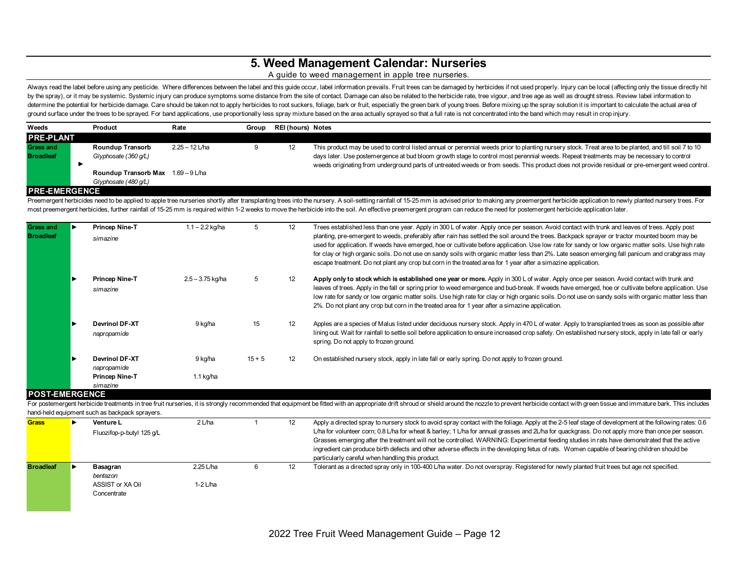# 5. Weed Management Calendar: Nurseries

A guide to weed management in apple tree nurseries.

Always read the label before using any pesticide. Where differences between the label and this guide occur, label information prevails. Fruit trees can be damaged by herbicides if not used properly. Injury can be local (affecting only the tissue directly hit by the spray), or it may be systemic. Systemic injury can produce symptoms some distance from the site of contact. Damage can also be related to the herbicide rate, tree vigour, and tree age as well as drought stress. Review label information to determine the potential for herbicide damage. Care should be taken not to apply herbicides to root suckers, foliage, bark or fruit, especially the green bark of young trees. Before mixing up the spray solution it is important to calculate the actual area of ground surface under the trees to be sprayed. For band applications, use proportionally less spray mixture based on the area actually sprayed so that a full rate is not concentrated into the band which may result in crop injury.

| Weeds | | Product | Rate | Group | REI (hours) | Notes |
|---|---|---|---|---|---|---|
| **PRE-PLANT** | | | | | | |
| **Grass and Broadleaf** | ► | **Roundup Transorb** *Glyphosate (360 g/L)* | 2.25 – 12 L/ha | 9 | 12 | This product may be used to control listed annual or perennial weeds prior to planting nursery stock. Treat area to be planted, and till soil 7 to 10 days later. Use postemergence at bud bloom growth stage to control most perennial weeds. Repeat treatments may be necessary to control weeds originating from underground parts of untreated weeds or from seeds. This product does not provide residual or pre-emergent weed control. |
| | | **Roundup Transorb Max** *Glyphosate (480 g/L)* | 1.69 – 9 L/ha | | | |
| **PRE-EMERGENCE** | | | | | | |
| Preemergent herbicides need to be applied to apple tree nurseries shortly after transplanting trees into the nursery. A soil-settling rainfall of 15-25 mm is advised prior to making any preemergent herbicide application to newly planted nursery trees. For most preemergent herbicides, further rainfall of 15-25 mm is required within 1-2 weeks to move the herbicide into the soil. An effective preemergent program can reduce the need for postemergent herbicide application later. | | | | | | |
| **Grass and Broadleaf** | ► | **Princep Nine-T** *simazine* | 1.1 – 2.2 kg/ha | 5 | 12 | Trees established less than one year. Apply in 300 L of water. Apply once per season. Avoid contact with trunk and leaves of trees. Apply post planting, pre-emergent to weeds, preferably after rain has settled the soil around the trees. Backpack sprayer or tractor mounted boom may be used for application. If weeds have emerged, hoe or cultivate before application. Use low rate for sandy or low organic matter soils. Use high rate for clay or high organic soils. Do not use on sandy soils with organic matter less than 2%. Late season emerging fall panicum and crabgrass may escape treatment. Do not plant any crop but corn in the treated area for 1 year after a simazine application. |
| | ► | **Princep Nine-T** *simazine* | 2.5 – 3.75 kg/ha | 5 | 12 | **Apply only to stock which is established one year or more.** Apply in 300 L of water. Apply once per season. Avoid contact with trunk and leaves of trees. Apply in the fall or spring prior to weed emergence and bud-break. If weeds have emerged, hoe or cultivate before application. Use low rate for sandy or low organic matter soils. Use high rate for clay or high organic soils. Do not use on sandy soils with organic matter less than 2%. Do not plant any crop but corn in the treated area for 1 year after a simazine application. |
| | ► | **Devrinol DF-XT** *napropamide* | 9 kg/ha | 15 | 12 | Apples are a species of Malus listed under deciduous nursery stock. Apply in 470 L of water. Apply to transplanted trees as soon as possible after lining out. Wait for rainfall to settle soil before application to ensure increased crop safety. On established nursery stock, apply in late fall or early spring. Do not apply to frozen ground. |
| | ► | **Devrinol DF-XT** *napropamide* | 9 kg/ha | 15 + 5 | 12 | On established nursery stock, apply in late fall or early spring. Do not apply to frozen ground. |
| | | **Princep Nine-T** *simazine* | 1.1 kg/ha | | | |
| **POST-EMERGENCE** | | | | | | |
| For postemergent herbicide treatments in tree fruit nurseries, it is strongly recommended that equipment be fitted with an appropriate drift shroud or shield around the nozzle to prevent herbicide contact with green tissue and immature bark. This includes hand-held equipment such as backpack sprayers. | | | | | | |
| **Grass** | ► | **Venture L** Fluozifop-p-butyl 125 g/L | 2 L/ha | 1 | 12 | Apply a directed spray to nursery stock to avoid spray contact with the foliage. Apply at the 2-5 leaf stage of development at the following rates: 0.6 L/ha for volunteer corn; 0.8 L/ha for wheat & barley; 1 L/ha for annual grasses and 2L/ha for quackgrass. Do not apply more than once per season. Grasses emerging after the treatment will not be controlled. WARNING: Experimental feeding studies in rats have demonstrated that the active ingredient can produce birth defects and other adverse effects in the developing fetus of rats. Women capable of bearing children should be particularly careful when handling this product. |
| **Broadleaf** | ► | **Basagran** *bentazon* | 2.25 L/ha | 6 | 12 | Tolerant as a directed spray only in 100-400 L/ha water. Do not overspray. Registered for newly planted fruit trees but age not specified. |
| | | ASSIST or XA Oil Concentrate | 1-2 L/ha | | | |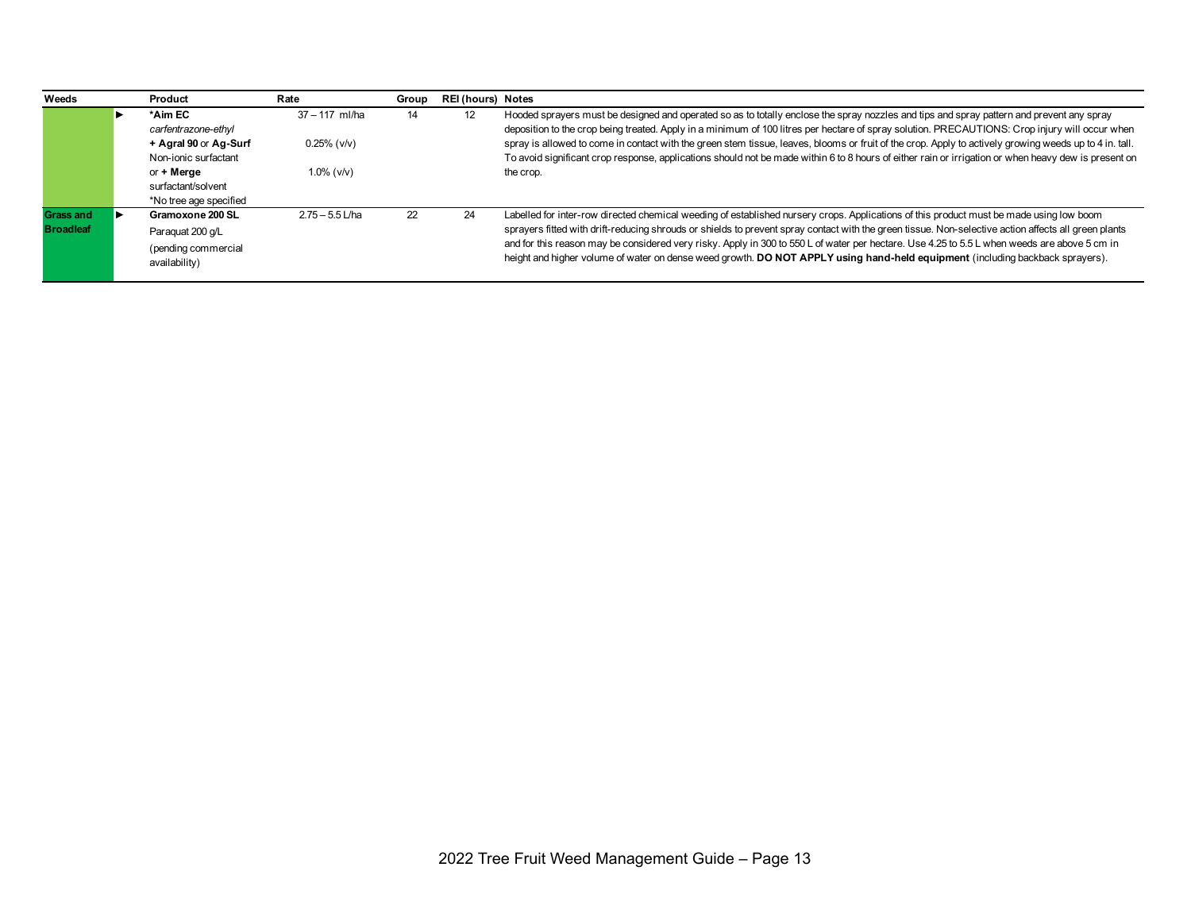| Weeds | | Product | Rate | Group | REI (hours) | Notes |
|---|---|---|---|---|---|---|
| | ► | ***Aim EC** *carfentrazone-ethyl* **+ Agral 90** or **Ag-Surf** Non-ionic surfactant or **+ Merge** surfactant/solvent *No tree age specified | 37 – 117 ml/ha 0.25% (v/v) 1.0% (v/v) | 14 | 12 | Hooded sprayers must be designed and operated so as to totally enclose the spray nozzles and tips and spray pattern and prevent any spray deposition to the crop being treated. Apply in a minimum of 100 litres per hectare of spray solution. PRECAUTIONS: Crop injury will occur when spray is allowed to come in contact with the green stem tissue, leaves, blooms or fruit of the crop. Apply to actively growing weeds up to 4 in. tall. To avoid significant crop response, applications should not be made within 6 to 8 hours of either rain or irrigation or when heavy dew is present on the crop. |
| **Grass and Broadleaf** | ► | **Gramoxone 200 SL** Paraquat 200 g/L (pending commercial availability) | 2.75 – 5.5 L/ha | 22 | 24 | Labelled for inter-row directed chemical weeding of established nursery crops. Applications of this product must be made using low boom sprayers fitted with drift-reducing shrouds or shields to prevent spray contact with the green tissue. Non-selective action affects all green plants and for this reason may be considered very risky. Apply in 300 to 550 L of water per hectare. Use 4.25 to 5.5 L when weeds are above 5 cm in height and higher volume of water on dense weed growth. **DO NOT APPLY using hand-held equipment** (including backback sprayers). |